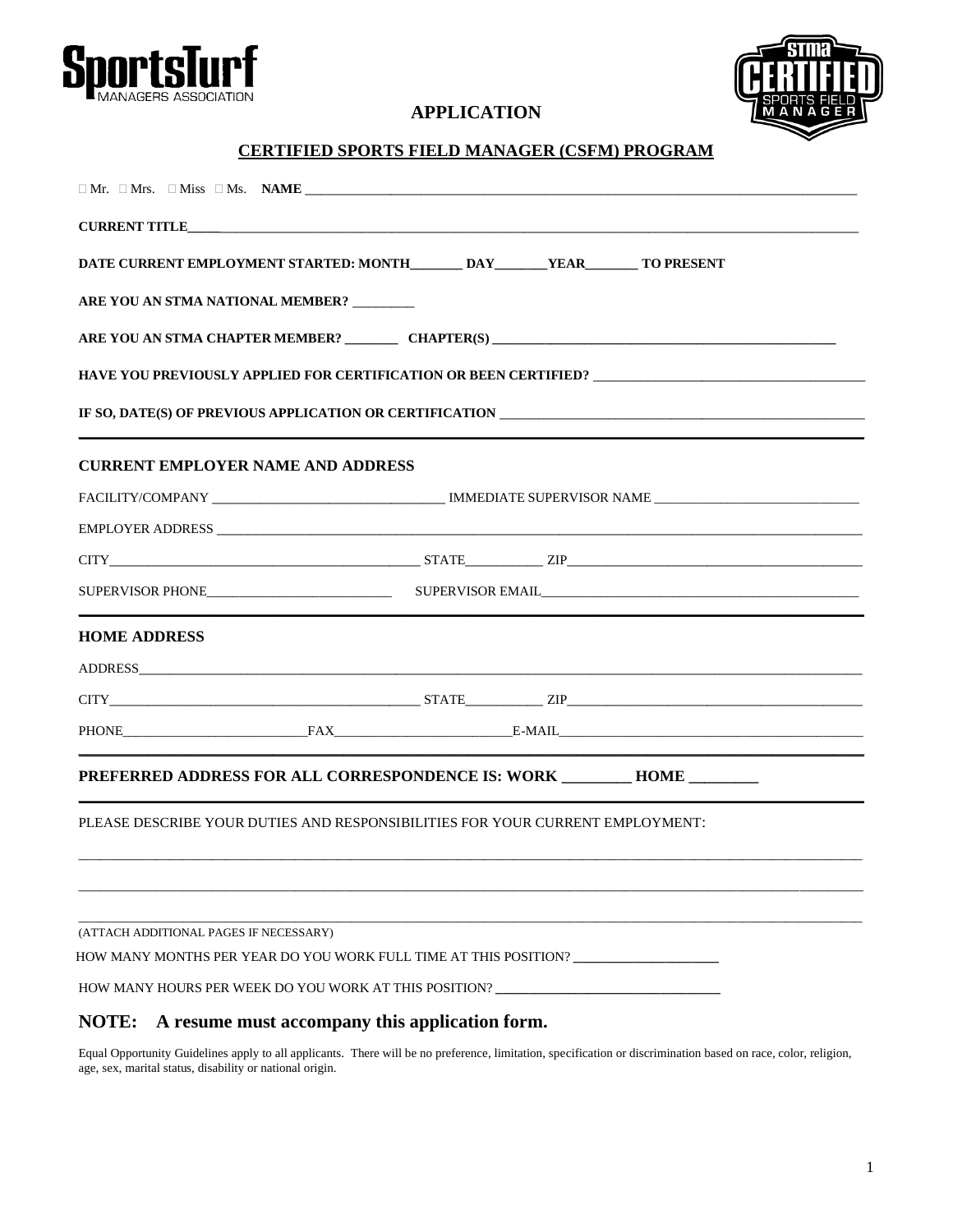SportsTurf MANAGERS ASSOCIATION

# APPLICATION

## CERTIFIED SPORTS FIELD MANAGER (CSFM) PROGRAM

☐ Mr. ☐ Mrs. ☐ Miss ☐ Ms. **NAME** ______________________________________________

**CURRENT TITLE**______________________________________________

**DATE CURRENT EMPLOYMENT STARTED: MONTH**________ **DAY**________**YEAR**________ **TO PRESENT**

**ARE YOU AN STMA NATIONAL MEMBER?** _________

**ARE YOU AN STMA CHAPTER MEMBER?** ________ **CHAPTER(S)** ______________________________

**HAVE YOU PREVIOUSLY APPLIED FOR CERTIFICATION OR BEEN CERTIFIED?** ______________________

**IF SO, DATE(S) OF PREVIOUS APPLICATION OR CERTIFICATION** ______________________________

---

### CURRENT EMPLOYER NAME AND ADDRESS

FACILITY/COMPANY ______________________ IMMEDIATE SUPERVISOR NAME ______________________

EMPLOYER ADDRESS ______________________________________________

CITY______________________ STATE___________ ZIP______________________

SUPERVISOR PHONE______________________ SUPERVISOR EMAIL______________________

---

### HOME ADDRESS

ADDRESS______________________________________________

CITY______________________ STATE___________ ZIP______________________

PHONE______________________FAX______________________E-MAIL______________________

---

**PREFERRED ADDRESS FOR ALL CORRESPONDENCE IS: WORK _________ HOME _________**

---

PLEASE DESCRIBE YOUR DUTIES AND RESPONSIBILITIES FOR YOUR CURRENT EMPLOYMENT:

______________________________________________

______________________________________________

______________________________________________

(ATTACH ADDITIONAL PAGES IF NECESSARY)

HOW MANY MONTHS PER YEAR DO YOU WORK FULL TIME AT THIS POSITION? ____________________

HOW MANY HOURS PER WEEK DO YOU WORK AT THIS POSITION? ______________________________

## NOTE: A resume must accompany this application form.

Equal Opportunity Guidelines apply to all applicants. There will be no preference, limitation, specification or discrimination based on race, color, religion, age, sex, marital status, disability or national origin.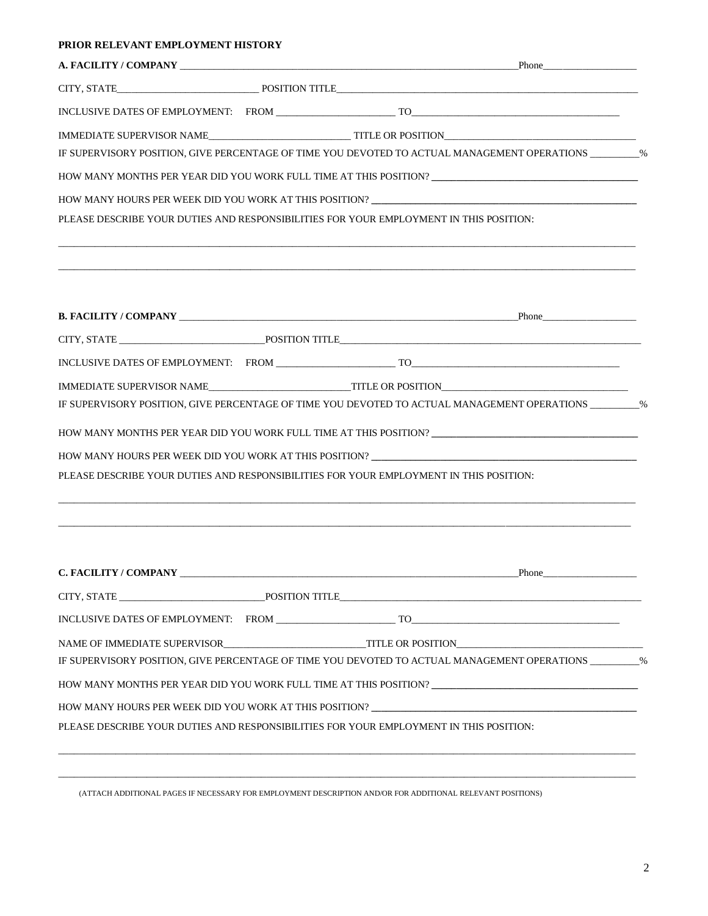**PRIOR RELEVANT EMPLOYMENT HISTORY**

**A. FACILITY / COMPANY** ______________________________________________________________________Phone___________________

CITY, STATE____________________________ POSITION TITLE______________________________________________________________

INCLUSIVE DATES OF EMPLOYMENT: FROM _______________________ TO_________________________________________

IMMEDIATE SUPERVISOR NAME____________________________ TITLE OR POSITION_____________________________________

IF SUPERVISORY POSITION, GIVE PERCENTAGE OF TIME YOU DEVOTED TO ACTUAL MANAGEMENT OPERATIONS _________%

HOW MANY MONTHS PER YEAR DID YOU WORK FULL TIME AT THIS POSITION? ________________________________________

HOW MANY HOURS PER WEEK DID YOU WORK AT THIS POSITION? ______________________________________________________

PLEASE DESCRIBE YOUR DUTIES AND RESPONSIBILITIES FOR YOUR EMPLOYMENT IN THIS POSITION:

______________________________________________________________________________________________________________

______________________________________________________________________________________________________________

**B. FACILITY / COMPANY** ______________________________________________________________________Phone___________________

CITY, STATE ____________________________POSITION TITLE______________________________________________________________

INCLUSIVE DATES OF EMPLOYMENT: FROM _______________________ TO_________________________________________

IMMEDIATE SUPERVISOR NAME____________________________TITLE OR POSITION_____________________________________

IF SUPERVISORY POSITION, GIVE PERCENTAGE OF TIME YOU DEVOTED TO ACTUAL MANAGEMENT OPERATIONS _________%

HOW MANY MONTHS PER YEAR DID YOU WORK FULL TIME AT THIS POSITION? ________________________________________

HOW MANY HOURS PER WEEK DID YOU WORK AT THIS POSITION? ______________________________________________________

PLEASE DESCRIBE YOUR DUTIES AND RESPONSIBILITIES FOR YOUR EMPLOYMENT IN THIS POSITION:

______________________________________________________________________________________________________________

______________________________________________________________________________________________________________

**C. FACILITY / COMPANY** ______________________________________________________________________Phone___________________

CITY, STATE ____________________________POSITION TITLE______________________________________________________________

INCLUSIVE DATES OF EMPLOYMENT: FROM _______________________ TO_________________________________________

NAME OF IMMEDIATE SUPERVISOR____________________________TITLE OR POSITION_____________________________________

IF SUPERVISORY POSITION, GIVE PERCENTAGE OF TIME YOU DEVOTED TO ACTUAL MANAGEMENT OPERATIONS _________%

HOW MANY MONTHS PER YEAR DID YOU WORK FULL TIME AT THIS POSITION? ________________________________________

HOW MANY HOURS PER WEEK DID YOU WORK AT THIS POSITION? ______________________________________________________

PLEASE DESCRIBE YOUR DUTIES AND RESPONSIBILITIES FOR YOUR EMPLOYMENT IN THIS POSITION:

______________________________________________________________________________________________________________

______________________________________________________________________________________________________________

(ATTACH ADDITIONAL PAGES IF NECESSARY FOR EMPLOYMENT DESCRIPTION AND/OR FOR ADDITIONAL RELEVANT POSITIONS)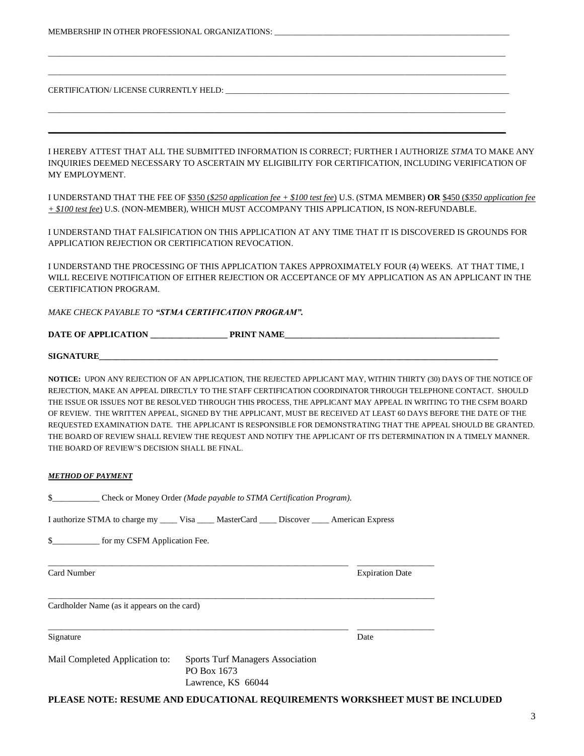MEMBERSHIP IN OTHER PROFESSIONAL ORGANIZATIONS: ____________________________________________________________

______________________________________________________________________________________________________________

______________________________________________________________________________________________________________

CERTIFICATION/ LICENSE CURRENTLY HELD: ____________________________________________________________________

______________________________________________________________________________________________________________

______________________________________________________________________________________________________________

I HEREBY ATTEST THAT ALL THE SUBMITTED INFORMATION IS CORRECT; FURTHER I AUTHORIZE *STMA* TO MAKE ANY INQUIRIES DEEMED NECESSARY TO ASCERTAIN MY ELIGIBILITY FOR CERTIFICATION, INCLUDING VERIFICATION OF MY EMPLOYMENT.

I UNDERSTAND THAT THE FEE OF $350 (*$250 application fee + $100 test fee*) U.S. (STMA MEMBER) **OR** $450 (*$350 application fee + $100 test fee*) U.S. (NON-MEMBER), WHICH MUST ACCOMPANY THIS APPLICATION, IS NON-REFUNDABLE.

I UNDERSTAND THAT FALSIFICATION ON THIS APPLICATION AT ANY TIME THAT IT IS DISCOVERED IS GROUNDS FOR APPLICATION REJECTION OR CERTIFICATION REVOCATION.

I UNDERSTAND THE PROCESSING OF THIS APPLICATION TAKES APPROXIMATELY FOUR (4) WEEKS. AT THAT TIME, I WILL RECEIVE NOTIFICATION OF EITHER REJECTION OR ACCEPTANCE OF MY APPLICATION AS AN APPLICANT IN THE CERTIFICATION PROGRAM.

*MAKE CHECK PAYABLE TO **"STMA CERTIFICATION PROGRAM".***

**DATE OF APPLICATION __________________ PRINT NAME__________________________________________________**

**SIGNATURE________________________________________________________________________________________**

**NOTICE:** UPON ANY REJECTION OF AN APPLICATION, THE REJECTED APPLICANT MAY, WITHIN THIRTY (30) DAYS OF THE NOTICE OF REJECTION, MAKE AN APPEAL DIRECTLY TO THE STAFF CERTIFICATION COORDINATOR THROUGH TELEPHONE CONTACT. SHOULD THE ISSUE OR ISSUES NOT BE RESOLVED THROUGH THIS PROCESS, THE APPLICANT MAY APPEAL IN WRITING TO THE CSFM BOARD OF REVIEW. THE WRITTEN APPEAL, SIGNED BY THE APPLICANT, MUST BE RECEIVED AT LEAST 60 DAYS BEFORE THE DATE OF THE REQUESTED EXAMINATION DATE. THE APPLICANT IS RESPONSIBLE FOR DEMONSTRATING THAT THE APPEAL SHOULD BE GRANTED. THE BOARD OF REVIEW SHALL REVIEW THE REQUEST AND NOTIFY THE APPLICANT OF ITS DETERMINATION IN A TIMELY MANNER. THE BOARD OF REVIEW'S DECISION SHALL BE FINAL.

***METHOD OF PAYMENT***

$___________ Check or Money Order *(Made payable to STMA Certification Program).*

I authorize STMA to charge my ____ Visa ____ MasterCard ____ Discover ____ American Express

$___________ for my CSFM Application Fee.

________________________________________________________________________ __________________

Card Number Expiration Date

__________________________________________________________________________________________

Cardholder Name (as it appears on the card)

________________________________________________________________________ __________________

Signature Date

Mail Completed Application to:

Sports Turf Managers Association
PO Box 1673
Lawrence, KS 66044

**PLEASE NOTE: RESUME AND EDUCATIONAL REQUIREMENTS WORKSHEET MUST BE INCLUDED**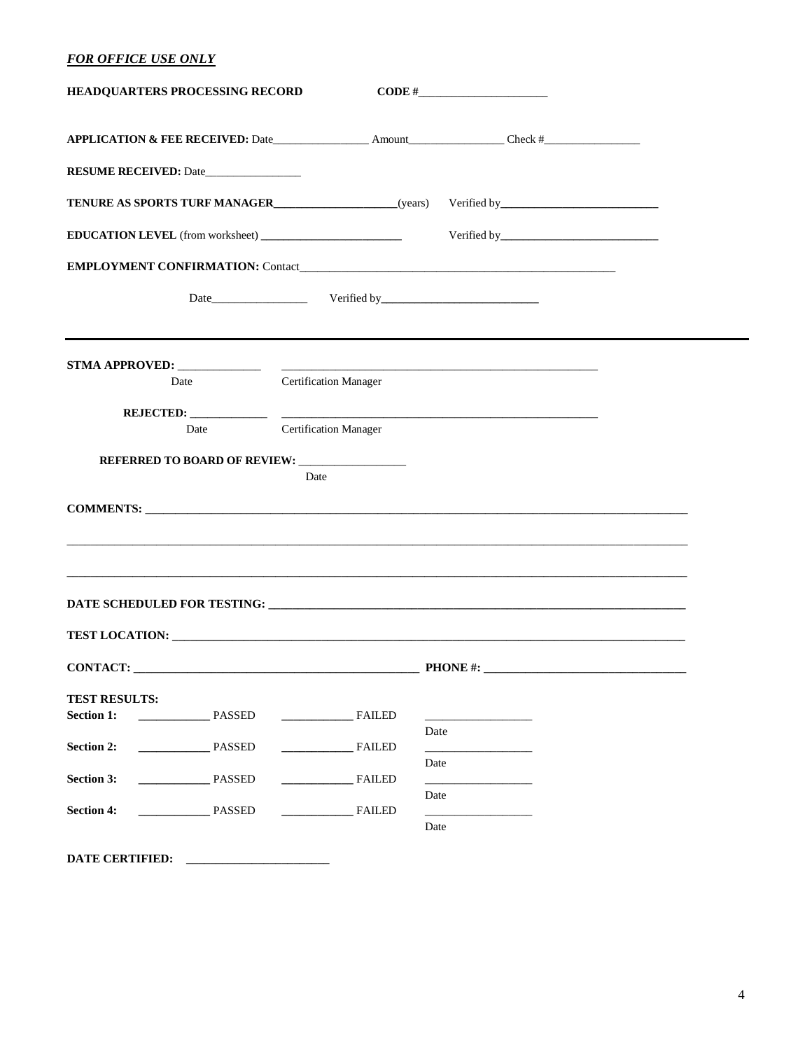***FOR OFFICE USE ONLY***

**HEADQUARTERS PROCESSING RECORD** **CODE #**______________________

**APPLICATION & FEE RECEIVED:** Date________________ Amount________________ Check #________________

**RESUME RECEIVED:** Date________________

**TENURE AS SPORTS TURF MANAGER**____________________(years) Verified by__________________________

**EDUCATION LEVEL** (from worksheet) ________________________ Verified by__________________________

**EMPLOYMENT CONFIRMATION:** Contact______________________________________________________

Date________________ Verified by__________________________

---

**STMA APPROVED:** _____________ ______________________________________________________
Date Certification Manager

**REJECTED:** _____________ ______________________________________________________
Date Certification Manager

**REFERRED TO BOARD OF REVIEW:** __________________
Date

**COMMENTS:** ______________________________________________________________________________________

__________________________________________________________________________________________________

__________________________________________________________________________________________________

**DATE SCHEDULED FOR TESTING:** ____________________________________________________________________

**TEST LOCATION:** _________________________________________________________________________________

**CONTACT:** ______________________________________________ **PHONE #:** ________________________________

**TEST RESULTS:**

**Section 1:** ____________ PASSED ____________ FAILED __________________
Date

**Section 2:** ____________ PASSED ____________ FAILED __________________
Date

**Section 3:** ____________ PASSED ____________ FAILED __________________
Date

**Section 4:** ____________ PASSED ____________ FAILED __________________
Date

**DATE CERTIFIED:** ________________________